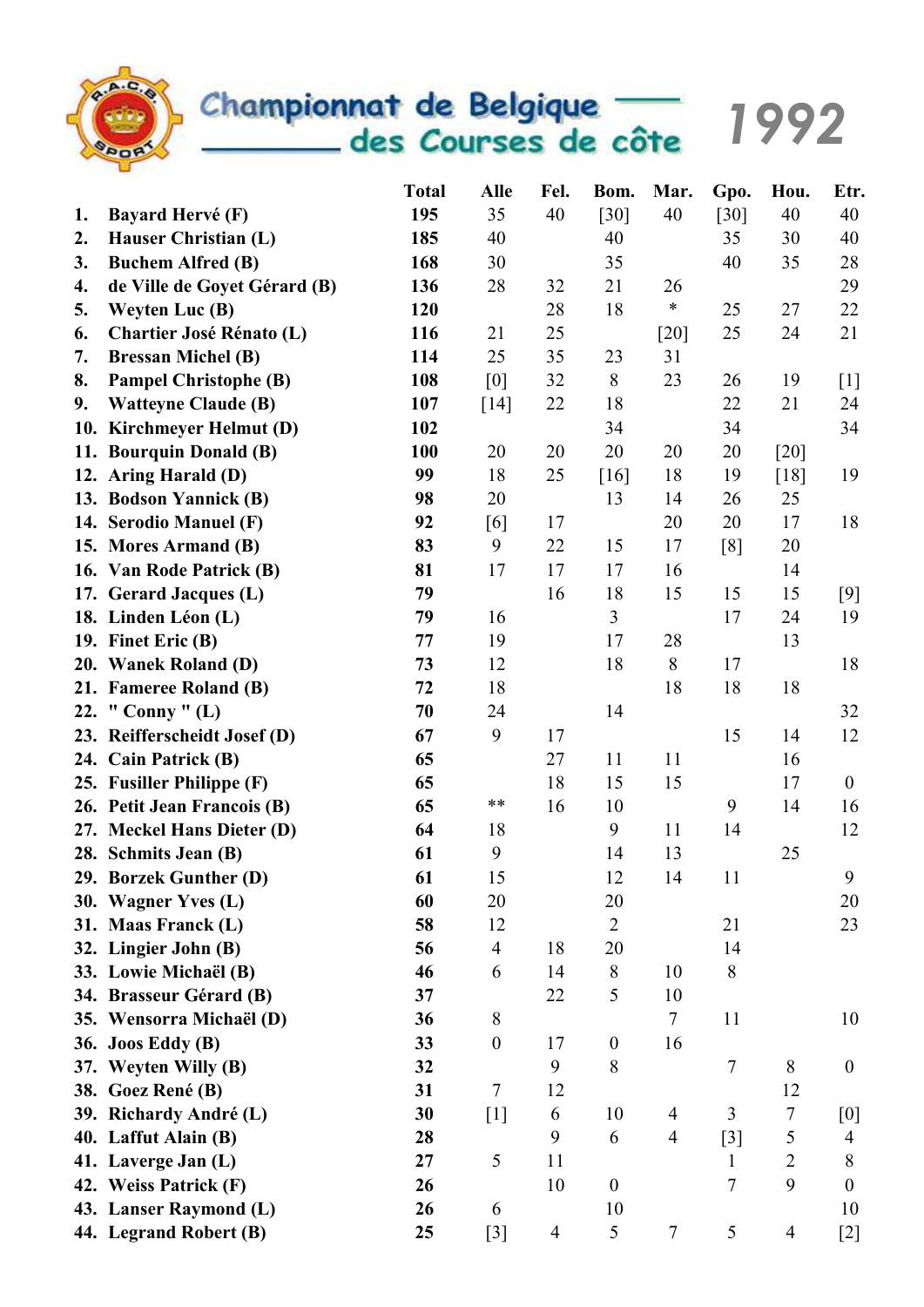# Championnat de Belgique des Courses de côte 1992

| | | Total | Alle | Fel. | Bom. | Mar. | Gpo. | Hou. | Etr. |
|---|---|---|---|---|---|---|---|---|---|
| **1.** | **Bayard Hervé (F)** | **195** | 35 | 40 | [30] | 40 | [30] | 40 | 40 |
| **2.** | **Hauser Christian (L)** | **185** | 40 | | 40 | | 35 | 30 | 40 |
| **3.** | **Buchem Alfred (B)** | **168** | 30 | | 35 | | 40 | 35 | 28 |
| **4.** | **de Ville de Goyet Gérard (B)** | **136** | 28 | 32 | 21 | 26 | | | 29 |
| **5.** | **Weyten Luc (B)** | **120** | | 28 | 18 | * | 25 | 27 | 22 |
| **6.** | **Chartier José Rénato (L)** | **116** | 21 | 25 | | [20] | 25 | 24 | 21 |
| **7.** | **Bressan Michel (B)** | **114** | 25 | 35 | 23 | 31 | | | |
| **8.** | **Pampel Christophe (B)** | **108** | [0] | 32 | 8 | 23 | 26 | 19 | [1] |
| **9.** | **Watteyne Claude (B)** | **107** | [14] | 22 | 18 | | 22 | 21 | 24 |
| **10.** | **Kirchmeyer Helmut (D)** | **102** | | | 34 | | 34 | | 34 |
| **11.** | **Bourquin Donald (B)** | **100** | 20 | 20 | 20 | 20 | 20 | [20] | |
| **12.** | **Aring Harald (D)** | **99** | 18 | 25 | [16] | 18 | 19 | [18] | 19 |
| **13.** | **Bodson Yannick (B)** | **98** | 20 | | 13 | 14 | 26 | 25 | |
| **14.** | **Serodio Manuel (F)** | **92** | [6] | 17 | | 20 | 20 | 17 | 18 |
| **15.** | **Mores Armand (B)** | **83** | 9 | 22 | 15 | 17 | [8] | 20 | |
| **16.** | **Van Rode Patrick (B)** | **81** | 17 | 17 | 17 | 16 | | 14 | |
| **17.** | **Gerard Jacques (L)** | **79** | | 16 | 18 | 15 | 15 | 15 | [9] |
| **18.** | **Linden Léon (L)** | **79** | 16 | | 3 | | 17 | 24 | 19 |
| **19.** | **Finet Eric (B)** | **77** | 19 | | 17 | 28 | | 13 | |
| **20.** | **Wanek Roland (D)** | **73** | 12 | | 18 | 8 | 17 | | 18 |
| **21.** | **Fameree Roland (B)** | **72** | 18 | | | 18 | 18 | 18 | |
| **22.** | **" Conny " (L)** | **70** | 24 | | 14 | | | | 32 |
| **23.** | **Reifferscheidt Josef (D)** | **67** | 9 | 17 | | | 15 | 14 | 12 |
| **24.** | **Cain Patrick (B)** | **65** | | 27 | 11 | 11 | | 16 | |
| **25.** | **Fusiller Philippe (F)** | **65** | | 18 | 15 | 15 | | 17 | 0 |
| **26.** | **Petit Jean Francois (B)** | **65** | ** | 16 | 10 | | 9 | 14 | 16 |
| **27.** | **Meckel Hans Dieter (D)** | **64** | 18 | | 9 | 11 | 14 | | 12 |
| **28.** | **Schmits Jean (B)** | **61** | 9 | | 14 | 13 | | 25 | |
| **29.** | **Borzek Gunther (D)** | **61** | 15 | | 12 | 14 | 11 | | 9 |
| **30.** | **Wagner Yves (L)** | **60** | 20 | | 20 | | | | 20 |
| **31.** | **Maas Franck (L)** | **58** | 12 | | 2 | | 21 | | 23 |
| **32.** | **Lingier John (B)** | **56** | 4 | 18 | 20 | | 14 | | |
| **33.** | **Lowie Michaël (B)** | **46** | 6 | 14 | 8 | 10 | 8 | | |
| **34.** | **Brasseur Gérard (B)** | **37** | | 22 | 5 | 10 | | | |
| **35.** | **Wensorra Michaël (D)** | **36** | 8 | | | 7 | 11 | | 10 |
| **36.** | **Joos Eddy (B)** | **33** | 0 | 17 | 0 | 16 | | | |
| **37.** | **Weyten Willy (B)** | **32** | | 9 | 8 | | 7 | 8 | 0 |
| **38.** | **Goez René (B)** | **31** | 7 | 12 | | | | 12 | |
| **39.** | **Richardy André (L)** | **30** | [1] | 6 | 10 | 4 | 3 | 7 | [0] |
| **40.** | **Laffut Alain (B)** | **28** | | 9 | 6 | 4 | [3] | 5 | 4 |
| **41.** | **Laverge Jan (L)** | **27** | 5 | 11 | | | 1 | 2 | 8 |
| **42.** | **Weiss Patrick (F)** | **26** | | 10 | 0 | | 7 | 9 | 0 |
| **43.** | **Lanser Raymond (L)** | **26** | 6 | | 10 | | | | 10 |
| **44.** | **Legrand Robert (B)** | **25** | [3] | 4 | 5 | 7 | 5 | 4 | [2] |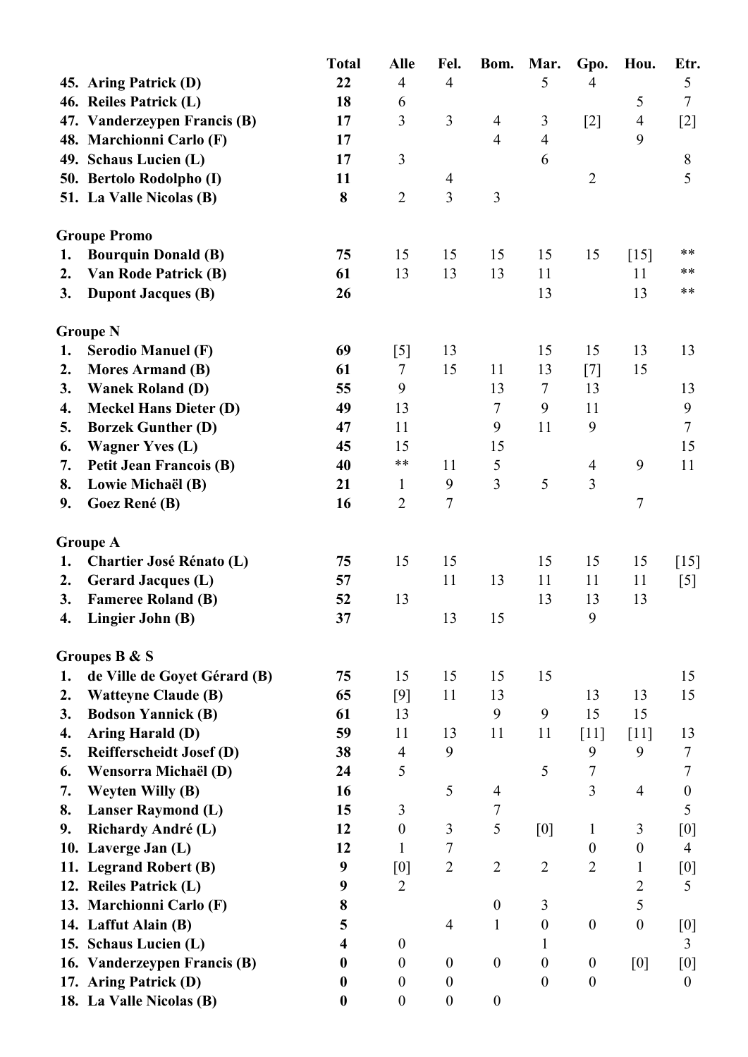| | Total | Alle | Fel. | Bom. | Mar. | Gpo. | Hou. | Etr. |
|---|---|---|---|---|---|---|---|---|
| **45. Aring Patrick (D)** | **22** | 4 | 4 | | 5 | 4 | | 5 |
| **46. Reiles Patrick (L)** | **18** | 6 | | | | | 5 | 7 |
| **47. Vanderzeypen Francis (B)** | **17** | 3 | 3 | 4 | 3 | [2] | 4 | [2] |
| **48. Marchionni Carlo (F)** | **17** | | | 4 | 4 | | 9 | |
| **49. Schaus Lucien (L)** | **17** | 3 | | | 6 | | | 8 |
| **50. Bertolo Rodolpho (I)** | **11** | | 4 | | | 2 | | 5 |
| **51. La Valle Nicolas (B)** | **8** | 2 | 3 | 3 | | | | |
| | | | | | | | | |
| **Groupe Promo** | | | | | | | | |
| **1. Bourquin Donald (B)** | **75** | 15 | 15 | 15 | 15 | 15 | [15] | ** |
| **2. Van Rode Patrick (B)** | **61** | 13 | 13 | 13 | 11 | | 11 | ** |
| **3. Dupont Jacques (B)** | **26** | | | | 13 | | 13 | ** |
| | | | | | | | | |
| **Groupe N** | | | | | | | | |
| **1. Serodio Manuel (F)** | **69** | [5] | 13 | | 15 | 15 | 13 | 13 |
| **2. Mores Armand (B)** | **61** | 7 | 15 | 11 | 13 | [7] | 15 | |
| **3. Wanek Roland (D)** | **55** | 9 | | 13 | 7 | 13 | | 13 |
| **4. Meckel Hans Dieter (D)** | **49** | 13 | | 7 | 9 | 11 | | 9 |
| **5. Borzek Gunther (D)** | **47** | 11 | | 9 | 11 | 9 | | 7 |
| **6. Wagner Yves (L)** | **45** | 15 | | 15 | | | | 15 |
| **7. Petit Jean Francois (B)** | **40** | ** | 11 | 5 | | 4 | 9 | 11 |
| **8. Lowie Michaël (B)** | **21** | 1 | 9 | 3 | 5 | 3 | | |
| **9. Goez René (B)** | **16** | 2 | 7 | | | | 7 | |
| | | | | | | | | |
| **Groupe A** | | | | | | | | |
| **1. Chartier José Rénato (L)** | **75** | 15 | 15 | | 15 | 15 | 15 | [15] |
| **2. Gerard Jacques (L)** | **57** | | 11 | 13 | 11 | 11 | 11 | [5] |
| **3. Fameree Roland (B)** | **52** | 13 | | | 13 | 13 | 13 | |
| **4. Lingier John (B)** | **37** | | 13 | 15 | | 9 | | |
| | | | | | | | | |
| **Groupes B & S** | | | | | | | | |
| **1. de Ville de Goyet Gérard (B)** | **75** | 15 | 15 | 15 | 15 | | | 15 |
| **2. Watteyne Claude (B)** | **65** | [9] | 11 | 13 | | 13 | 13 | 15 |
| **3. Bodson Yannick (B)** | **61** | 13 | | 9 | 9 | 15 | 15 | |
| **4. Aring Harald (D)** | **59** | 11 | 13 | 11 | 11 | [11] | [11] | 13 |
| **5. Reifferscheidt Josef (D)** | **38** | 4 | 9 | | | 9 | 9 | 7 |
| **6. Wensorra Michaël (D)** | **24** | 5 | | | 5 | 7 | | 7 |
| **7. Weyten Willy (B)** | **16** | | 5 | 4 | | 3 | 4 | 0 |
| **8. Lanser Raymond (L)** | **15** | 3 | | 7 | | | | 5 |
| **9. Richardy André (L)** | **12** | 0 | 3 | 5 | [0] | 1 | 3 | [0] |
| **10. Laverge Jan (L)** | **12** | 1 | 7 | | | 0 | 0 | 4 |
| **11. Legrand Robert (B)** | **9** | [0] | 2 | 2 | 2 | 2 | 1 | [0] |
| **12. Reiles Patrick (L)** | **9** | 2 | | | | | 2 | 5 |
| **13. Marchionni Carlo (F)** | **8** | | | 0 | 3 | | 5 | |
| **14. Laffut Alain (B)** | **5** | | 4 | 1 | 0 | 0 | 0 | [0] |
| **15. Schaus Lucien (L)** | **4** | 0 | | | 1 | | | 3 |
| **16. Vanderzeypen Francis (B)** | **0** | 0 | 0 | 0 | 0 | 0 | [0] | [0] |
| **17. Aring Patrick (D)** | **0** | 0 | 0 | | 0 | 0 | | 0 |
| **18. La Valle Nicolas (B)** | **0** | 0 | 0 | 0 | | | | |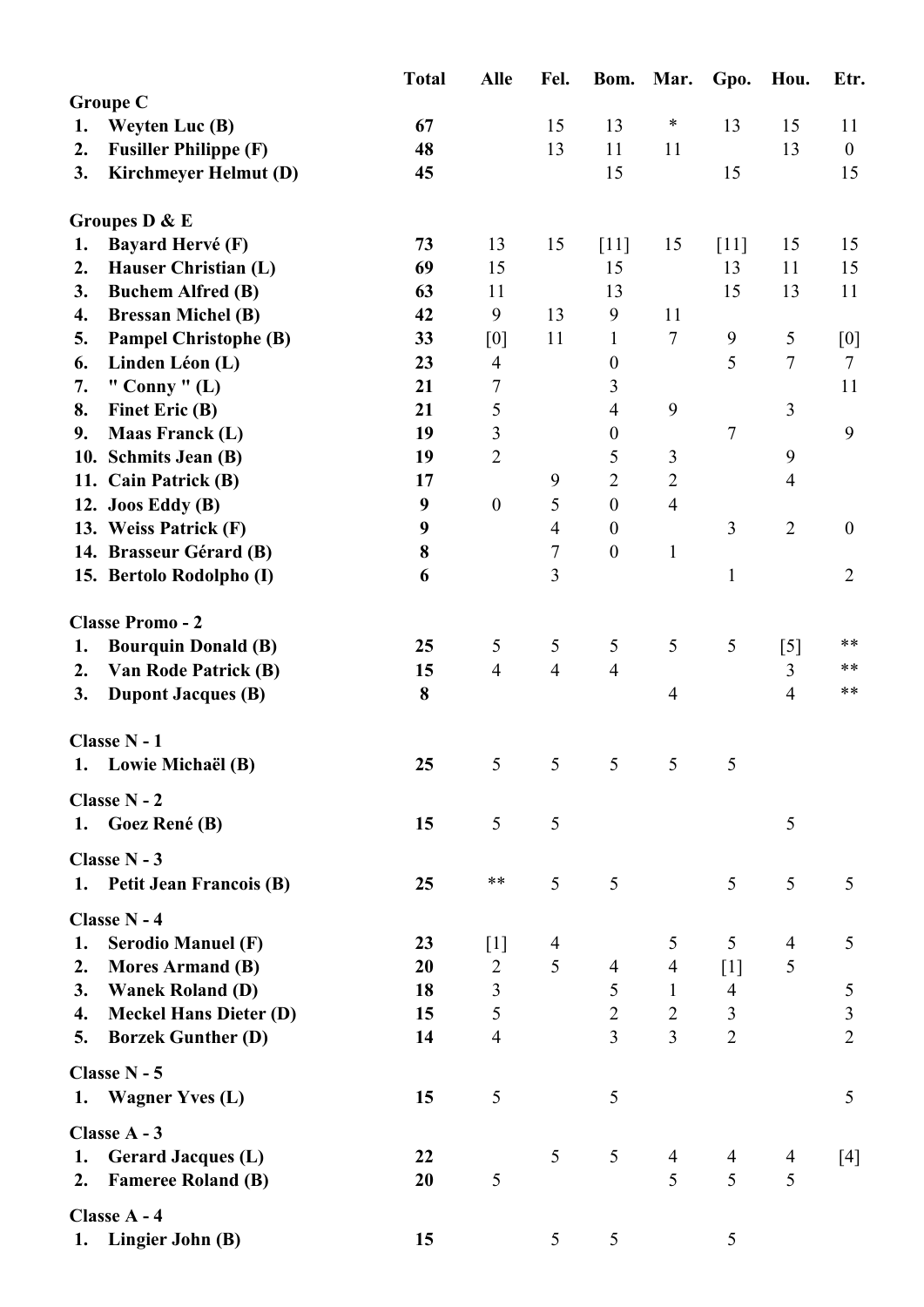| | Total | Alle | Fel. | Bom. | Mar. | Gpo. | Hou. | Etr. |
|---|---|---|---|---|---|---|---|---|
| **Groupe C** | | | | | | | | |
| **1. Weyten Luc (B)** | **67** | | 15 | 13 | * | 13 | 15 | 11 |
| **2. Fusiller Philippe (F)** | **48** | | 13 | 11 | 11 | | 13 | 0 |
| **3. Kirchmeyer Helmut (D)** | **45** | | | 15 | | 15 | | 15 |
| **Groupes D & E** | | | | | | | | |
| **1. Bayard Hervé (F)** | **73** | 13 | 15 | [11] | 15 | [11] | 15 | 15 |
| **2. Hauser Christian (L)** | **69** | 15 | | 15 | | 13 | 11 | 15 |
| **3. Buchem Alfred (B)** | **63** | 11 | | 13 | | 15 | 13 | 11 |
| **4. Bressan Michel (B)** | **42** | 9 | 13 | 9 | 11 | | | |
| **5. Pampel Christophe (B)** | **33** | [0] | 11 | 1 | 7 | 9 | 5 | [0] |
| **6. Linden Léon (L)** | **23** | 4 | | 0 | | 5 | 7 | 7 |
| **7. " Conny " (L)** | **21** | 7 | | 3 | | | | 11 |
| **8. Finet Eric (B)** | **21** | 5 | | 4 | 9 | | 3 | |
| **9. Maas Franck (L)** | **19** | 3 | | 0 | | 7 | | 9 |
| **10. Schmits Jean (B)** | **19** | 2 | | 5 | 3 | | 9 | |
| **11. Cain Patrick (B)** | **17** | | 9 | 2 | 2 | | 4 | |
| **12. Joos Eddy (B)** | **9** | 0 | 5 | 0 | 4 | | | |
| **13. Weiss Patrick (F)** | **9** | | 4 | 0 | | 3 | 2 | 0 |
| **14. Brasseur Gérard (B)** | **8** | | 7 | 0 | 1 | | | |
| **15. Bertolo Rodolpho (I)** | **6** | | 3 | | | 1 | | 2 |
| **Classe Promo - 2** | | | | | | | | |
| **1. Bourquin Donald (B)** | **25** | 5 | 5 | 5 | 5 | 5 | [5] | ** |
| **2. Van Rode Patrick (B)** | **15** | 4 | 4 | 4 | | | 3 | ** |
| **3. Dupont Jacques (B)** | **8** | | | | 4 | | 4 | ** |
| **Classe N - 1** | | | | | | | | |
| **1. Lowie Michaël (B)** | **25** | 5 | 5 | 5 | 5 | 5 | | |
| **Classe N - 2** | | | | | | | | |
| **1. Goez René (B)** | **15** | 5 | 5 | | | | 5 | |
| **Classe N - 3** | | | | | | | | |
| **1. Petit Jean Francois (B)** | **25** | ** | 5 | 5 | | 5 | 5 | 5 |
| **Classe N - 4** | | | | | | | | |
| **1. Serodio Manuel (F)** | **23** | [1] | 4 | | 5 | 5 | 4 | 5 |
| **2. Mores Armand (B)** | **20** | 2 | 5 | 4 | 4 | [1] | 5 | |
| **3. Wanek Roland (D)** | **18** | 3 | | 5 | 1 | 4 | | 5 |
| **4. Meckel Hans Dieter (D)** | **15** | 5 | | 2 | 2 | 3 | | 3 |
| **5. Borzek Gunther (D)** | **14** | 4 | | 3 | 3 | 2 | | 2 |
| **Classe N - 5** | | | | | | | | |
| **1. Wagner Yves (L)** | **15** | 5 | | 5 | | | | 5 |
| **Classe A - 3** | | | | | | | | |
| **1. Gerard Jacques (L)** | **22** | | 5 | 5 | 4 | 4 | 4 | [4] |
| **2. Fameree Roland (B)** | **20** | 5 | | | 5 | 5 | 5 | |
| **Classe A - 4** | | | | | | | | |
| **1. Lingier John (B)** | **15** | | 5 | 5 | | 5 | | |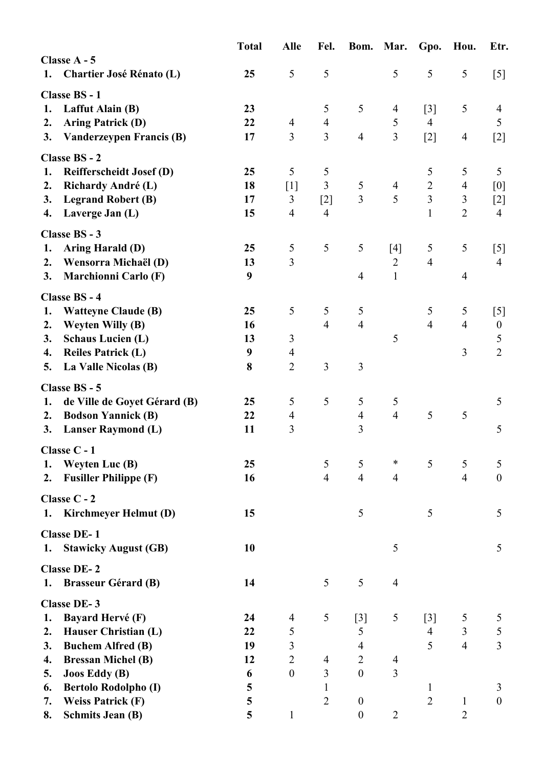| | | Total | Alle | Fel. | Bom. | Mar. | Gpo. | Hou. | Etr. |
|---|---|---|---|---|---|---|---|---|---|
| **Classe A - 5** | | | | | | | | | |
| **1.** | **Chartier José Rénato (L)** | **25** | 5 | 5 | | 5 | 5 | 5 | [5] |
| **Classe BS - 1** | | | | | | | | | |
| **1.** | **Laffut Alain (B)** | **23** | | 5 | 5 | 4 | [3] | 5 | 4 |
| **2.** | **Aring Patrick (D)** | **22** | 4 | 4 | | 5 | 4 | | 5 |
| **3.** | **Vanderzeypen Francis (B)** | **17** | 3 | 3 | 4 | 3 | [2] | 4 | [2] |
| **Classe BS - 2** | | | | | | | | | |
| **1.** | **Reifferscheidt Josef (D)** | **25** | 5 | 5 | | | 5 | 5 | 5 |
| **2.** | **Richardy André (L)** | **18** | [1] | 3 | 5 | 4 | 2 | 4 | [0] |
| **3.** | **Legrand Robert (B)** | **17** | 3 | [2] | 3 | 5 | 3 | 3 | [2] |
| **4.** | **Laverge Jan (L)** | **15** | 4 | 4 | | | 1 | 2 | 4 |
| **Classe BS - 3** | | | | | | | | | |
| **1.** | **Aring Harald (D)** | **25** | 5 | 5 | 5 | [4] | 5 | 5 | [5] |
| **2.** | **Wensorra Michaël (D)** | **13** | 3 | | | 2 | 4 | | 4 |
| **3.** | **Marchionni Carlo (F)** | **9** | | | 4 | 1 | | 4 | |
| **Classe BS - 4** | | | | | | | | | |
| **1.** | **Watteyne Claude (B)** | **25** | 5 | 5 | 5 | | 5 | 5 | [5] |
| **2.** | **Weyten Willy (B)** | **16** | | 4 | 4 | | 4 | 4 | 0 |
| **3.** | **Schaus Lucien (L)** | **13** | 3 | | | 5 | | | 5 |
| **4.** | **Reiles Patrick (L)** | **9** | 4 | | | | | 3 | 2 |
| **5.** | **La Valle Nicolas (B)** | **8** | 2 | 3 | 3 | | | | |
| **Classe BS - 5** | | | | | | | | | |
| **1.** | **de Ville de Goyet Gérard (B)** | **25** | 5 | 5 | 5 | 5 | | | 5 |
| **2.** | **Bodson Yannick (B)** | **22** | 4 | | 4 | 4 | 5 | 5 | |
| **3.** | **Lanser Raymond (L)** | **11** | 3 | | 3 | | | | 5 |
| **Classe C - 1** | | | | | | | | | |
| **1.** | **Weyten Luc (B)** | **25** | | 5 | 5 | * | 5 | 5 | 5 |
| **2.** | **Fusiller Philippe (F)** | **16** | | 4 | 4 | 4 | | 4 | 0 |
| **Classe C - 2** | | | | | | | | | |
| **1.** | **Kirchmeyer Helmut (D)** | **15** | | | 5 | | 5 | | 5 |
| **Classe DE- 1** | | | | | | | | | |
| **1.** | **Stawicky August (GB)** | **10** | | | | 5 | | | 5 |
| **Classe DE- 2** | | | | | | | | | |
| **1.** | **Brasseur Gérard (B)** | **14** | | 5 | 5 | 4 | | | |
| **Classe DE- 3** | | | | | | | | | |
| **1.** | **Bayard Hervé (F)** | **24** | 4 | 5 | [3] | 5 | [3] | 5 | 5 |
| **2.** | **Hauser Christian (L)** | **22** | 5 | | 5 | | 4 | 3 | 5 |
| **3.** | **Buchem Alfred (B)** | **19** | 3 | | 4 | | 5 | 4 | 3 |
| **4.** | **Bressan Michel (B)** | **12** | 2 | 4 | 2 | 4 | | | |
| **5.** | **Joos Eddy (B)** | **6** | 0 | 3 | 0 | 3 | | | |
| **6.** | **Bertolo Rodolpho (I)** | **5** | | 1 | | | 1 | | 3 |
| **7.** | **Weiss Patrick (F)** | **5** | | 2 | 0 | | 2 | 1 | 0 |
| **8.** | **Schmits Jean (B)** | **5** | 1 | | 0 | 2 | | 2 | |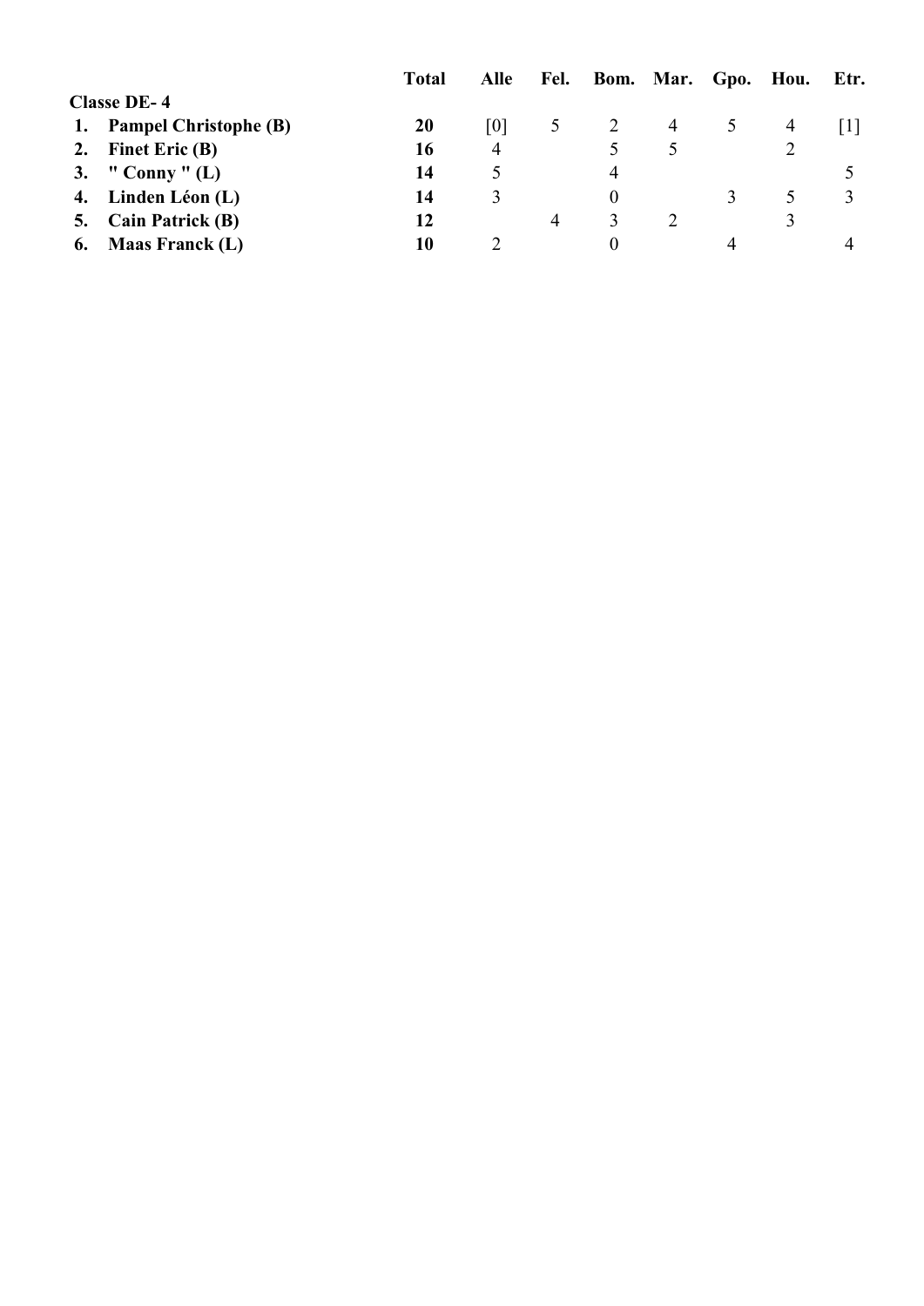| | Total | Alle | Fel. | Bom. | Mar. | Gpo. | Hou. | Etr. |
|---|---|---|---|---|---|---|---|---|
| **Classe DE- 4** | | | | | | | | |
| **1. Pampel Christophe (B)** | **20** | [0] | 5 | 2 | 4 | 5 | 4 | [1] |
| **2. Finet Eric (B)** | **16** | 4 | | 5 | 5 | | 2 | |
| **3. " Conny " (L)** | **14** | 5 | | 4 | | | | 5 |
| **4. Linden Léon (L)** | **14** | 3 | | 0 | | 3 | 5 | 3 |
| **5. Cain Patrick (B)** | **12** | | 4 | 3 | 2 | | 3 | |
| **6. Maas Franck (L)** | **10** | 2 | | 0 | | 4 | | 4 |